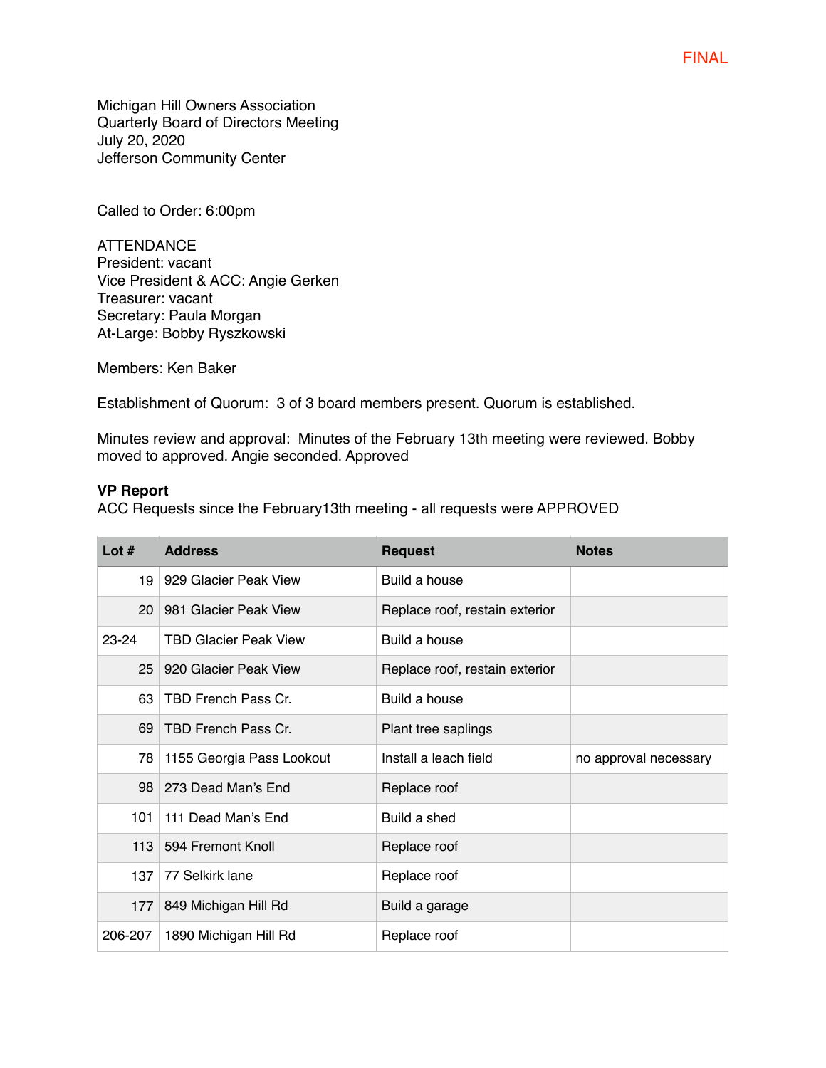FINAL

Michigan Hill Owners Association
Quarterly Board of Directors Meeting
July 20, 2020
Jefferson Community Center

Called to Order: 6:00pm

ATTENDANCE
President: vacant
Vice President & ACC: Angie Gerken
Treasurer: vacant
Secretary: Paula Morgan
At-Large: Bobby Ryszkowski

Members: Ken Baker

Establishment of Quorum: 3 of 3 board members present. Quorum is established.

Minutes review and approval: Minutes of the February 13th meeting were reviewed. Bobby moved to approved. Angie seconded. Approved

**VP Report**
ACC Requests since the February13th meeting - all requests were APPROVED

| Lot # | Address | Request | Notes |
|---|---|---|---|
| 19 | 929 Glacier Peak View | Build a house | |
| 20 | 981 Glacier Peak View | Replace roof, restain exterior | |
| 23-24 | TBD Glacier Peak View | Build a house | |
| 25 | 920 Glacier Peak View | Replace roof, restain exterior | |
| 63 | TBD French Pass Cr. | Build a house | |
| 69 | TBD French Pass Cr. | Plant tree saplings | |
| 78 | 1155 Georgia Pass Lookout | Install a leach field | no approval necessary |
| 98 | 273 Dead Man's End | Replace roof | |
| 101 | 111 Dead Man's End | Build a shed | |
| 113 | 594 Fremont Knoll | Replace roof | |
| 137 | 77 Selkirk lane | Replace roof | |
| 177 | 849 Michigan Hill Rd | Build a garage | |
| 206-207 | 1890 Michigan Hill Rd | Replace roof | |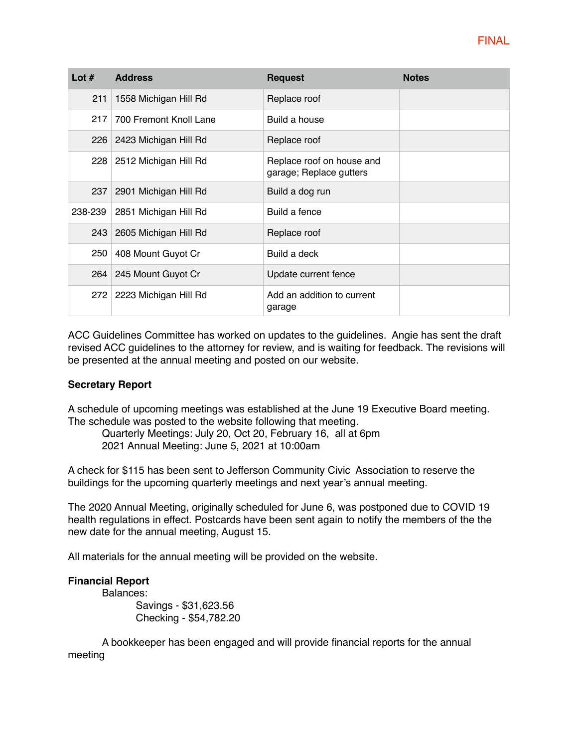FINAL

| Lot # | Address | Request | Notes |
|---|---|---|---|
| 211 | 1558 Michigan Hill Rd | Replace roof | |
| 217 | 700 Fremont Knoll Lane | Build a house | |
| 226 | 2423 Michigan Hill Rd | Replace roof | |
| 228 | 2512 Michigan Hill Rd | Replace roof on house and garage; Replace gutters | |
| 237 | 2901 Michigan Hill Rd | Build a dog run | |
| 238-239 | 2851 Michigan Hill Rd | Build a fence | |
| 243 | 2605 Michigan Hill Rd | Replace roof | |
| 250 | 408 Mount Guyot Cr | Build a deck | |
| 264 | 245 Mount Guyot Cr | Update current fence | |
| 272 | 2223 Michigan Hill Rd | Add an addition to current garage | |

ACC Guidelines Committee has worked on updates to the guidelines. Angie has sent the draft revised ACC guidelines to the attorney for review, and is waiting for feedback. The revisions will be presented at the annual meeting and posted on our website.

**Secretary Report**

A schedule of upcoming meetings was established at the June 19 Executive Board meeting. The schedule was posted to the website following that meeting.

Quarterly Meetings: July 20, Oct 20, February 16, all at 6pm
2021 Annual Meeting: June 5, 2021 at 10:00am

A check for $115 has been sent to Jefferson Community Civic Association to reserve the buildings for the upcoming quarterly meetings and next year's annual meeting.

The 2020 Annual Meeting, originally scheduled for June 6, was postponed due to COVID 19 health regulations in effect. Postcards have been sent again to notify the members of the the new date for the annual meeting, August 15.

All materials for the annual meeting will be provided on the website.

**Financial Report**

Balances:

Savings - $31,623.56
Checking - $54,782.20

A bookkeeper has been engaged and will provide financial reports for the annual meeting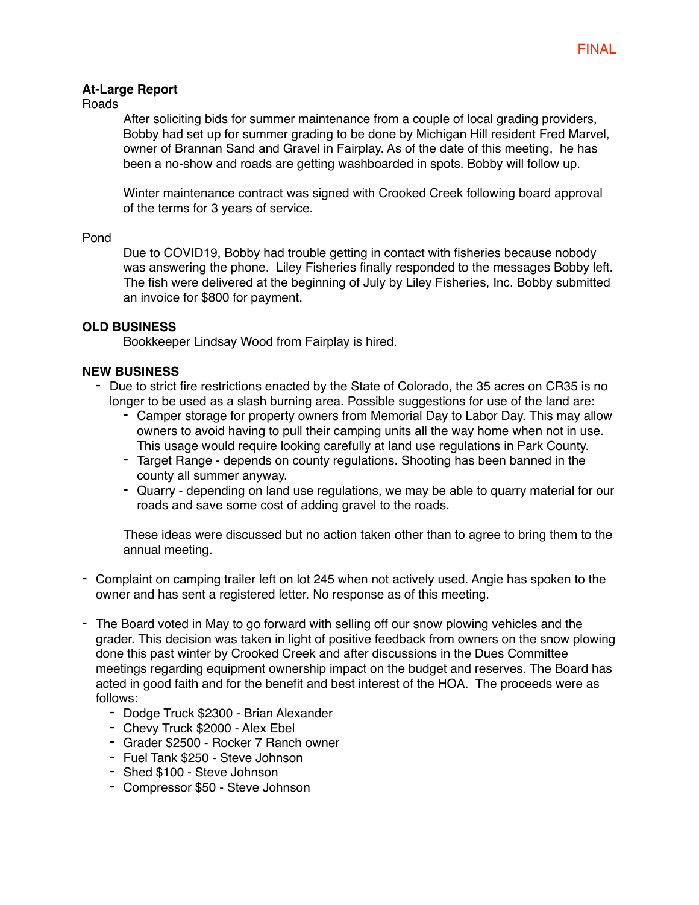FINAL

**At-Large Report**

Roads

After soliciting bids for summer maintenance from a couple of local grading providers, Bobby had set up for summer grading to be done by Michigan Hill resident Fred Marvel, owner of Brannan Sand and Gravel in Fairplay. As of the date of this meeting, he has been a no-show and roads are getting washboarded in spots. Bobby will follow up.

Winter maintenance contract was signed with Crooked Creek following board approval of the terms for 3 years of service.

Pond

Due to COVID19, Bobby had trouble getting in contact with fisheries because nobody was answering the phone. Liley Fisheries finally responded to the messages Bobby left. The fish were delivered at the beginning of July by Liley Fisheries, Inc. Bobby submitted an invoice for $800 for payment.

**OLD BUSINESS**

Bookkeeper Lindsay Wood from Fairplay is hired.

**NEW BUSINESS**

- Due to strict fire restrictions enacted by the State of Colorado, the 35 acres on CR35 is no longer to be used as a slash burning area. Possible suggestions for use of the land are:
  - Camper storage for property owners from Memorial Day to Labor Day. This may allow owners to avoid having to pull their camping units all the way home when not in use. This usage would require looking carefully at land use regulations in Park County.
  - Target Range - depends on county regulations. Shooting has been banned in the county all summer anyway.
  - Quarry - depending on land use regulations, we may be able to quarry material for our roads and save some cost of adding gravel to the roads.

  These ideas were discussed but no action taken other than to agree to bring them to the annual meeting.

- Complaint on camping trailer left on lot 245 when not actively used. Angie has spoken to the owner and has sent a registered letter. No response as of this meeting.

- The Board voted in May to go forward with selling off our snow plowing vehicles and the grader. This decision was taken in light of positive feedback from owners on the snow plowing done this past winter by Crooked Creek and after discussions in the Dues Committee meetings regarding equipment ownership impact on the budget and reserves. The Board has acted in good faith and for the benefit and best interest of the HOA. The proceeds were as follows:
  - Dodge Truck $2300 - Brian Alexander
  - Chevy Truck $2000 - Alex Ebel
  - Grader $2500 - Rocker 7 Ranch owner
  - Fuel Tank $250 - Steve Johnson
  - Shed $100 - Steve Johnson
  - Compressor $50 - Steve Johnson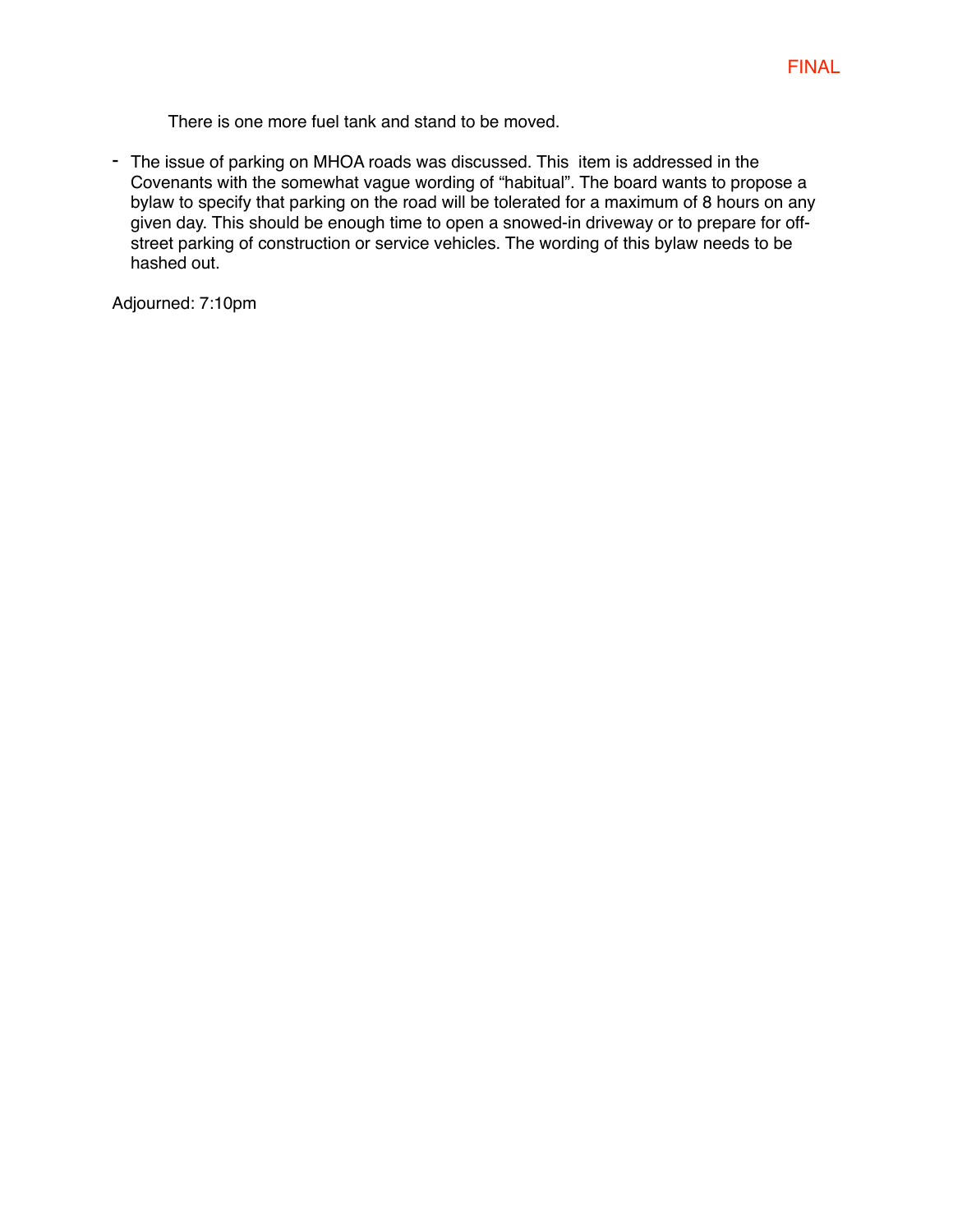FINAL

There is one more fuel tank and stand to be moved.

- The issue of parking on MHOA roads was discussed. This item is addressed in the Covenants with the somewhat vague wording of "habitual". The board wants to propose a bylaw to specify that parking on the road will be tolerated for a maximum of 8 hours on any given day. This should be enough time to open a snowed-in driveway or to prepare for off-street parking of construction or service vehicles. The wording of this bylaw needs to be hashed out.

Adjourned: 7:10pm